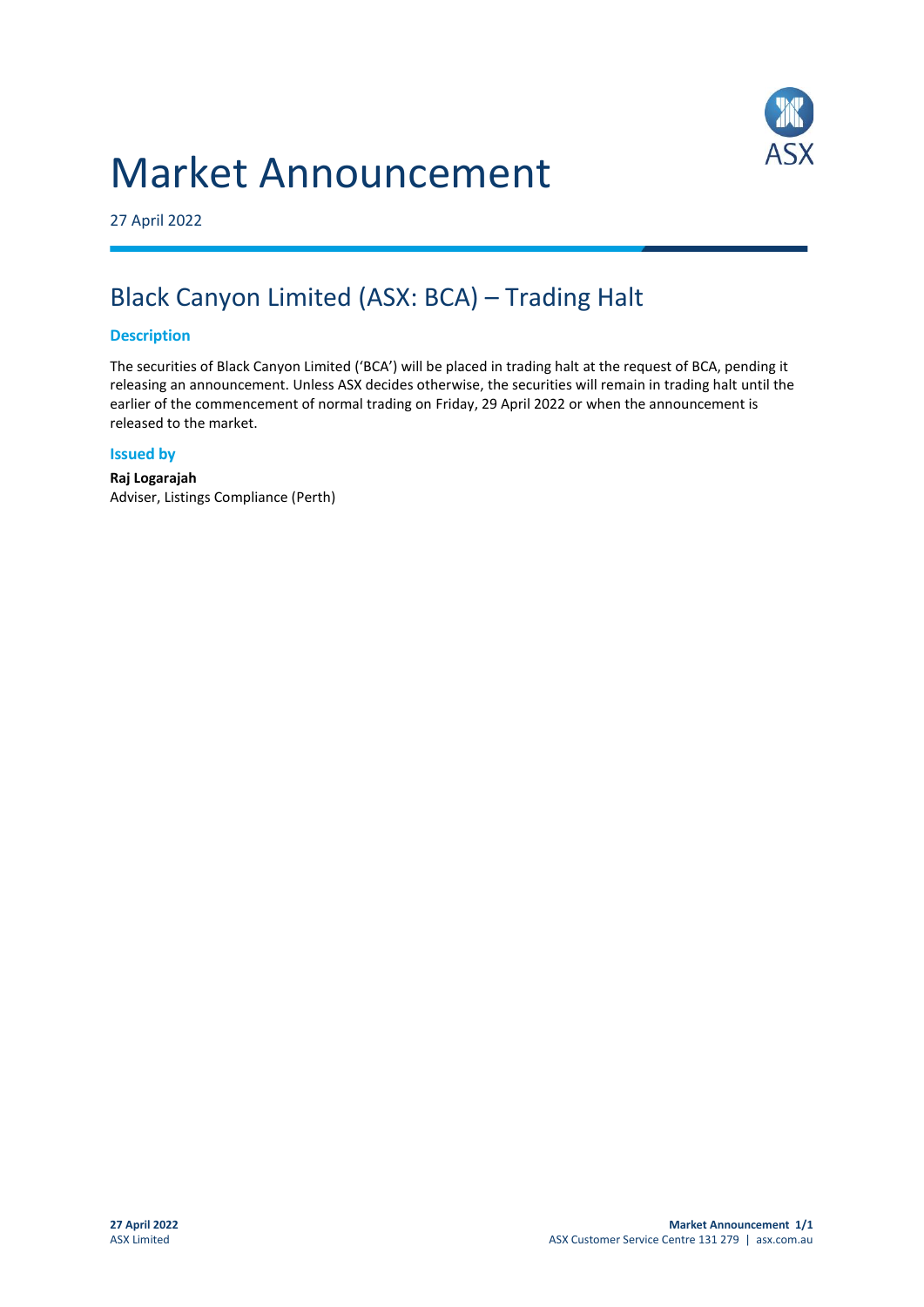# Market Announcement

27 April 2022

## Black Canyon Limited (ASX: BCA) – Trading Halt

### Description

The securities of Black Canyon Limited ('BCA') will be placed in trading halt at the request of BCA, pending it releasing an announcement. Unless ASX decides otherwise, the securities will remain in trading halt until the earlier of the commencement of normal trading on Friday, 29 April 2022 or when the announcement is released to the market.

### Issued by

**Raj Logarajah**
Adviser, Listings Compliance (Perth)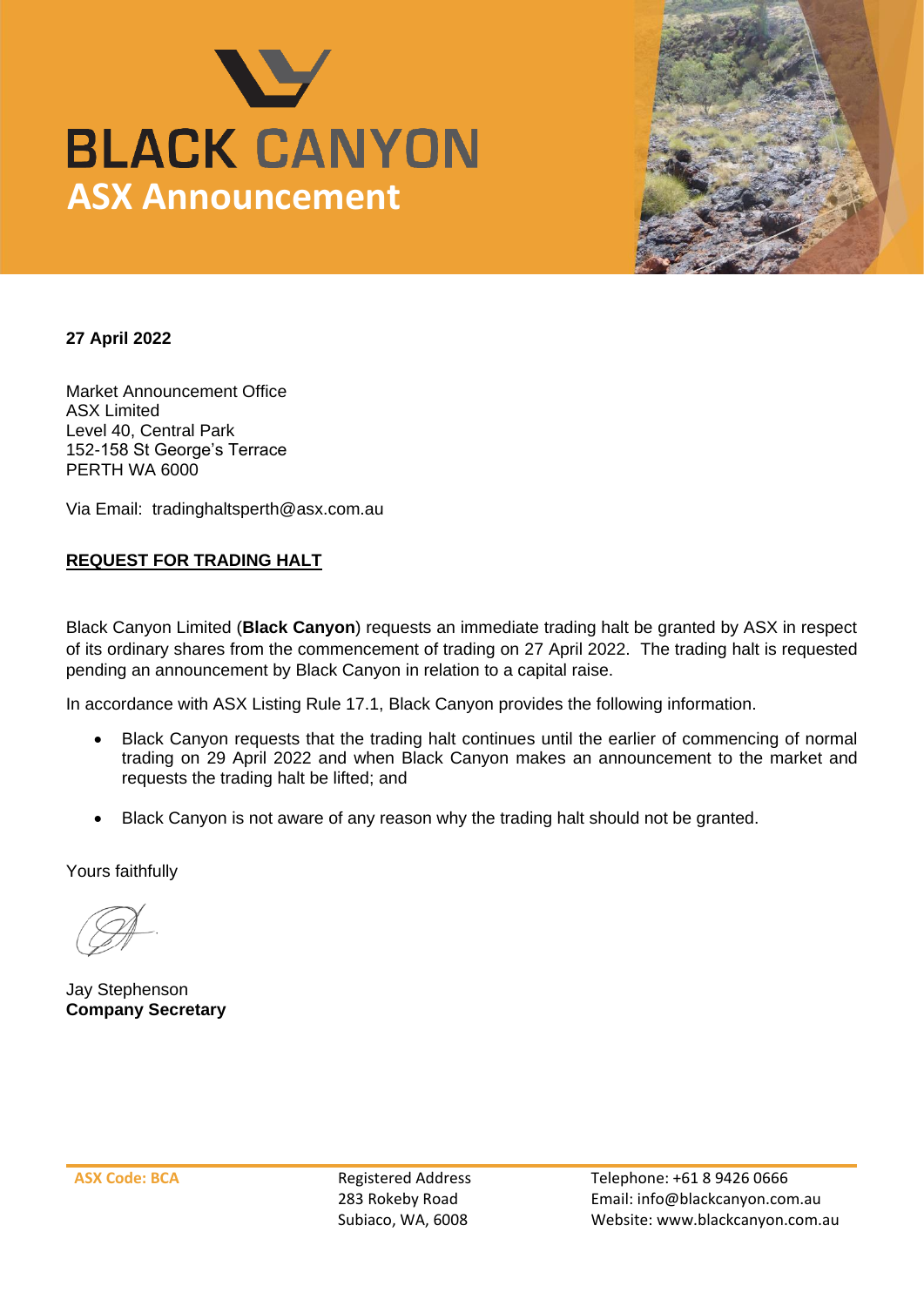# BLACK CANYON
## ASX Announcement

**27 April 2022**

Market Announcement Office
ASX Limited
Level 40, Central Park
152-158 St George's Terrace
PERTH WA 6000

Via Email: tradinghaltsperth@asx.com.au

**REQUEST FOR TRADING HALT**

Black Canyon Limited (**Black Canyon**) requests an immediate trading halt be granted by ASX in respect of its ordinary shares from the commencement of trading on 27 April 2022. The trading halt is requested pending an announcement by Black Canyon in relation to a capital raise.

In accordance with ASX Listing Rule 17.1, Black Canyon provides the following information.

- Black Canyon requests that the trading halt continues until the earlier of commencing of normal trading on 29 April 2022 and when Black Canyon makes an announcement to the market and requests the trading halt be lifted; and
- Black Canyon is not aware of any reason why the trading halt should not be granted.

Yours faithfully

Jay Stephenson
**Company Secretary**

ASX Code: BCA

Registered Address
283 Rokeby Road
Subiaco, WA, 6008

Telephone: +61 8 9426 0666
Email: info@blackcanyon.com.au
Website: www.blackcanyon.com.au